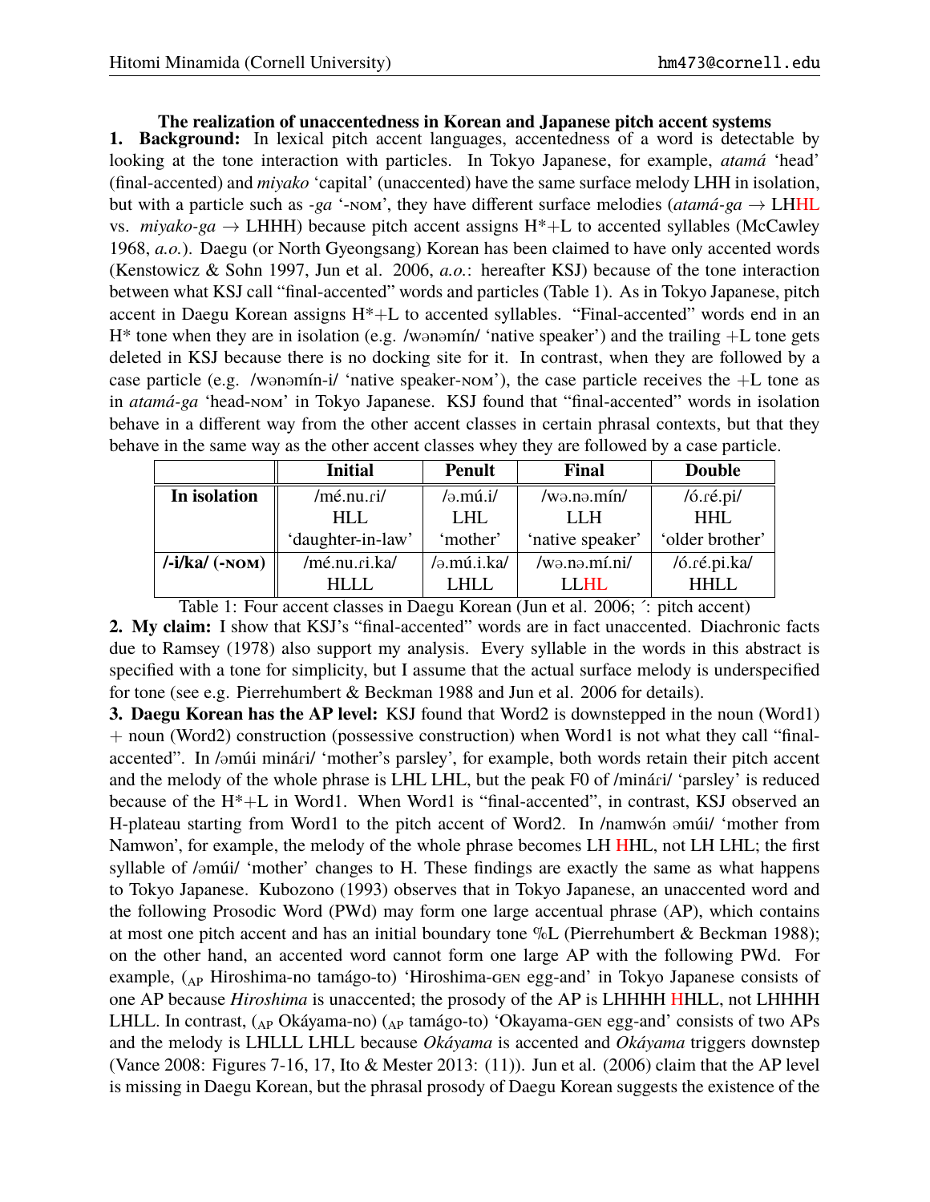**The realization of unaccentedness in Korean and Japanese pitch accent systems**

**1. Background:** In lexical pitch accent languages, accentedness of a word is detectable by looking at the tone interaction with particles. In Tokyo Japanese, for example, *atamá* 'head' (final-accented) and *miyako* 'capital' (unaccented) have the same surface melody LHH in isolation, but with a particle such as *-ga* '-NOM', they have different surface melodies (*atamá-ga* → LHHL vs. *miyako-ga* → LHHH) because pitch accent assigns H\*+L to accented syllables (McCawley 1968, *a.o.*). Daegu (or North Gyeongsang) Korean has been claimed to have only accented words (Kenstowicz & Sohn 1997, Jun et al. 2006, *a.o.*: hereafter KSJ) because of the tone interaction between what KSJ call "final-accented" words and particles (Table 1). As in Tokyo Japanese, pitch accent in Daegu Korean assigns H\*+L to accented syllables. "Final-accented" words end in an H\* tone when they are in isolation (e.g. /wənəmín/ 'native speaker') and the trailing +L tone gets deleted in KSJ because there is no docking site for it. In contrast, when they are followed by a case particle (e.g. /wənəmín-i/ 'native speaker-NOM'), the case particle receives the +L tone as in *atamá-ga* 'head-NOM' in Tokyo Japanese. KSJ found that "final-accented" words in isolation behave in a different way from the other accent classes in certain phrasal contexts, but that they behave in the same way as the other accent classes whey they are followed by a case particle.

| | **Initial** | **Penult** | **Final** | **Double** |
|---|---|---|---|---|
| **In isolation** | /mé.nu.ɾi/<br>HLL<br>'daughter-in-law' | /ə.mú.i/<br>LHL<br>'mother' | /wə.nə.mín/<br>LLH<br>'native speaker' | /ó.ɾé.pi/<br>HHL<br>'older brother' |
| **/-i/ka/ (-NOM)** | /mé.nu.ɾi.ka/<br>HLLL | /ə.mú.i.ka/<br>LHLL | /wə.nə.mí.ni/<br>LLHL | /ó.ɾé.pi.ka/<br>HHLL |

Table 1: Four accent classes in Daegu Korean (Jun et al. 2006; ´: pitch accent)

**2. My claim:** I show that KSJ's "final-accented" words are in fact unaccented. Diachronic facts due to Ramsey (1978) also support my analysis. Every syllable in the words in this abstract is specified with a tone for simplicity, but I assume that the actual surface melody is underspecified for tone (see e.g. Pierrehumbert & Beckman 1988 and Jun et al. 2006 for details).

**3. Daegu Korean has the AP level:** KSJ found that Word2 is downstepped in the noun (Word1) + noun (Word2) construction (possessive construction) when Word1 is not what they call "final-accented". In /əmúi minári/ 'mother's parsley', for example, both words retain their pitch accent and the melody of the whole phrase is LHL LHL, but the peak F0 of /minári/ 'parsley' is reduced because of the H\*+L in Word1. When Word1 is "final-accented", in contrast, KSJ observed an H-plateau starting from Word1 to the pitch accent of Word2. In /namwə́n əmúi/ 'mother from Namwon', for example, the melody of the whole phrase becomes LH HHL, not LH LHL; the first syllable of /əmúi/ 'mother' changes to H. These findings are exactly the same as what happens to Tokyo Japanese. Kubozono (1993) observes that in Tokyo Japanese, an unaccented word and the following Prosodic Word (PWd) may form one large accentual phrase (AP), which contains at most one pitch accent and has an initial boundary tone %L (Pierrehumbert & Beckman 1988); on the other hand, an accented word cannot form one large AP with the following PWd. For example, ($_{AP}$ Hiroshima-no tamágo-to) 'Hiroshima-GEN egg-and' in Tokyo Japanese consists of one AP because *Hiroshima* is unaccented; the prosody of the AP is LHHHH HHLL, not LHHHH LHLL. In contrast, ($_{AP}$ Okáyama-no) ($_{AP}$ tamágo-to) 'Okayama-GEN egg-and' consists of two APs and the melody is LHLLL LHLL because *Okáyama* is accented and *Okáyama* triggers downstep (Vance 2008: Figures 7-16, 17, Ito & Mester 2013: (11)). Jun et al. (2006) claim that the AP level is missing in Daegu Korean, but the phrasal prosody of Daegu Korean suggests the existence of the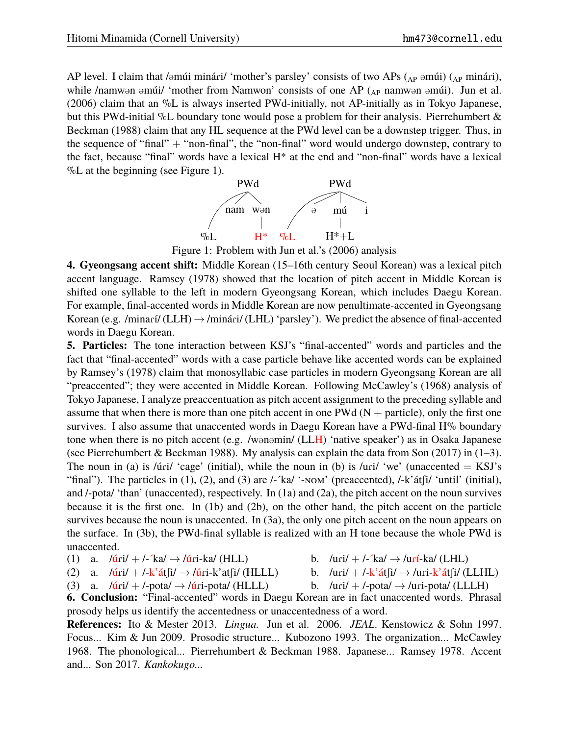AP level. I claim that /əmúi minárí/ 'mother's parsley' consists of two APs ($_{AP}$ əmúi) ($_{AP}$ minárí), while /namwən əmúi/ 'mother from Namwon' consists of one AP ($_{AP}$ namwən əmúi). Jun et al. (2006) claim that an %L is always inserted PWd-initially, not AP-initially as in Tokyo Japanese, but this PWd-initial %L boundary tone would pose a problem for their analysis. Pierrehumbert & Beckman (1988) claim that any HL sequence at the PWd level can be a downstep trigger. Thus, in the sequence of "final" + "non-final", the "non-final" word would undergo downstep, contrary to the fact, because "final" words have a lexical H* at the end and "non-final" words have a lexical %L at the beginning (see Figure 1).

PWd PWd

nam wən ə mú i

%L H* %L H*+L

Figure 1: Problem with Jun et al.'s (2006) analysis

**4. Gyeongsang accent shift:** Middle Korean (15–16th century Seoul Korean) was a lexical pitch accent language. Ramsey (1978) showed that the location of pitch accent in Middle Korean is shifted one syllable to the left in modern Gyeongsang Korean, which includes Daegu Korean. For example, final-accented words in Middle Korean are now penultimate-accented in Gyeongsang Korean (e.g. /minarí/ (LLH) → /minári/ (LHL) 'parsley'). We predict the absence of final-accented words in Daegu Korean.

**5. Particles:** The tone interaction between KSJ's "final-accented" words and particles and the fact that "final-accented" words with a case particle behave like accented words can be explained by Ramsey's (1978) claim that monosyllabic case particles in modern Gyeongsang Korean are all "preaccented"; they were accented in Middle Korean. Following McCawley's (1968) analysis of Tokyo Japanese, I analyze preaccentuation as pitch accent assignment to the preceding syllable and assume that when there is more than one pitch accent in one PWd (N + particle), only the first one survives. I also assume that unaccented words in Daegu Korean have a PWd-final H% boundary tone when there is no pitch accent (e.g. /wənəmin/ (LLH) 'native speaker') as in Osaka Japanese (see Pierrehumbert & Beckman 1988). My analysis can explain the data from Son (2017) in (1–3). The noun in (a) is /úɾi/ 'cage' (initial), while the noun in (b) is /uɾi/ 'we' (unaccented = KSJ's "final"). The particles in (1), (2), and (3) are /-´ka/ '-NOM' (preaccented), /-k'átʃi/ 'until' (initial), and /-pota/ 'than' (unaccented), respectively. In (1a) and (2a), the pitch accent on the noun survives because it is the first one. In (1b) and (2b), on the other hand, the pitch accent on the particle survives because the noun is unaccented. In (3a), the only one pitch accent on the noun appears on the surface. In (3b), the PWd-final syllable is realized with an H tone because the whole PWd is unaccented.

(1) a. /úɾi/ + /-´ka/ → /úɾi-ka/ (HLL) b. /uɾi/ + /-´ka/ → /uɾí-ka/ (LHL)

(2) a. /úɾi/ + /-k'átʃi/ → /úɾi-k'atʃi/ (HLLL) b. /uɾi/ + /-k'átʃi/ → /uɾi-k'átʃi/ (LLHL)

(3) a. /úɾi/ + /-pota/ → /úɾi-pota/ (HLLL) b. /uɾi/ + /-pota/ → /uɾi-pota/ (LLLH)

**6. Conclusion:** "Final-accented" words in Daegu Korean are in fact unaccented words. Phrasal prosody helps us identify the accentedness or unaccentedness of a word.

**References:** Ito & Mester 2013. *Lingua.* Jun et al. 2006. *JEAL.* Kenstowicz & Sohn 1997. Focus... Kim & Jun 2009. Prosodic structure... Kubozono 1993. The organization... McCawley 1968. The phonological... Pierrehumbert & Beckman 1988. Japanese... Ramsey 1978. Accent and... Son 2017. *Kankokugo...*